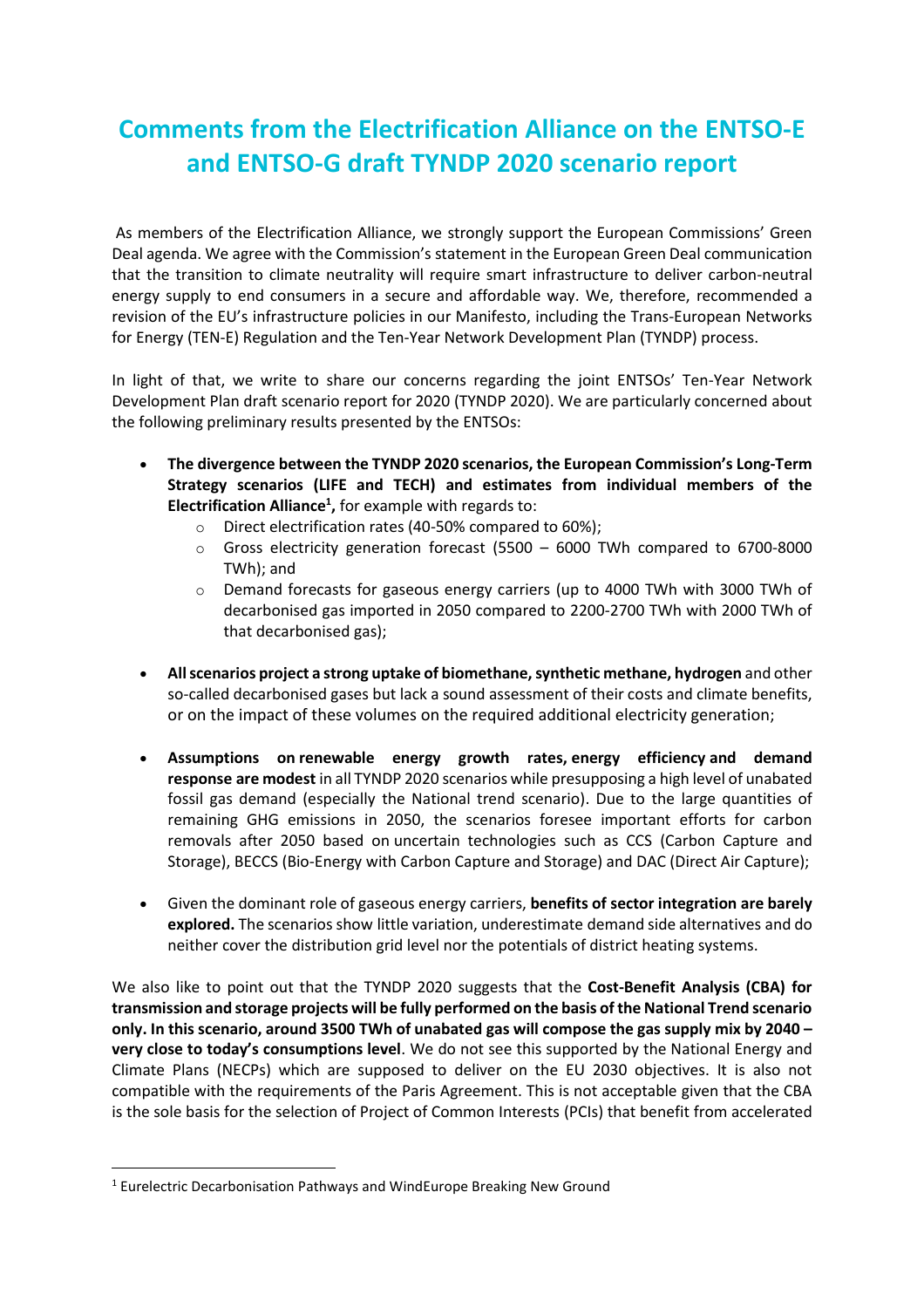# Comments from the Electrification Alliance on the ENTSO-E and ENTSO-G draft TYNDP 2020 scenario report

As members of the Electrification Alliance, we strongly support the European Commissions' Green Deal agenda. We agree with the Commission's statement in the European Green Deal communication that the transition to climate neutrality will require smart infrastructure to deliver carbon-neutral energy supply to end consumers in a secure and affordable way. We, therefore, recommended a revision of the EU's infrastructure policies in our Manifesto, including the Trans-European Networks for Energy (TEN-E) Regulation and the Ten-Year Network Development Plan (TYNDP) process.

In light of that, we write to share our concerns regarding the joint ENTSOs' Ten-Year Network Development Plan draft scenario report for 2020 (TYNDP 2020). We are particularly concerned about the following preliminary results presented by the ENTSOs:

- **The divergence between the TYNDP 2020 scenarios, the European Commission's Long-Term Strategy scenarios (LIFE and TECH) and estimates from individual members of the Electrification Alliance[1],** for example with regards to:
  - Direct electrification rates (40-50% compared to 60%);
  - Gross electricity generation forecast (5500 – 6000 TWh compared to 6700-8000 TWh); and
  - Demand forecasts for gaseous energy carriers (up to 4000 TWh with 3000 TWh of decarbonised gas imported in 2050 compared to 2200-2700 TWh with 2000 TWh of that decarbonised gas);
- **All scenarios project a strong uptake of biomethane, synthetic methane, hydrogen** and other so-called decarbonised gases but lack a sound assessment of their costs and climate benefits, or on the impact of these volumes on the required additional electricity generation;
- **Assumptions on renewable energy growth rates, energy efficiency and demand response are modest** in all TYNDP 2020 scenarios while presupposing a high level of unabated fossil gas demand (especially the National trend scenario). Due to the large quantities of remaining GHG emissions in 2050, the scenarios foresee important efforts for carbon removals after 2050 based on uncertain technologies such as CCS (Carbon Capture and Storage), BECCS (Bio-Energy with Carbon Capture and Storage) and DAC (Direct Air Capture);
- Given the dominant role of gaseous energy carriers, **benefits of sector integration are barely explored.** The scenarios show little variation, underestimate demand side alternatives and do neither cover the distribution grid level nor the potentials of district heating systems.

We also like to point out that the TYNDP 2020 suggests that the **Cost-Benefit Analysis (CBA) for transmission and storage projects will be fully performed on the basis of the National Trend scenario only. In this scenario, around 3500 TWh of unabated gas will compose the gas supply mix by 2040 – very close to today's consumptions level**. We do not see this supported by the National Energy and Climate Plans (NECPs) which are supposed to deliver on the EU 2030 objectives. It is also not compatible with the requirements of the Paris Agreement. This is not acceptable given that the CBA is the sole basis for the selection of Project of Common Interests (PCIs) that benefit from accelerated

[1] Eurelectric Decarbonisation Pathways and WindEurope Breaking New Ground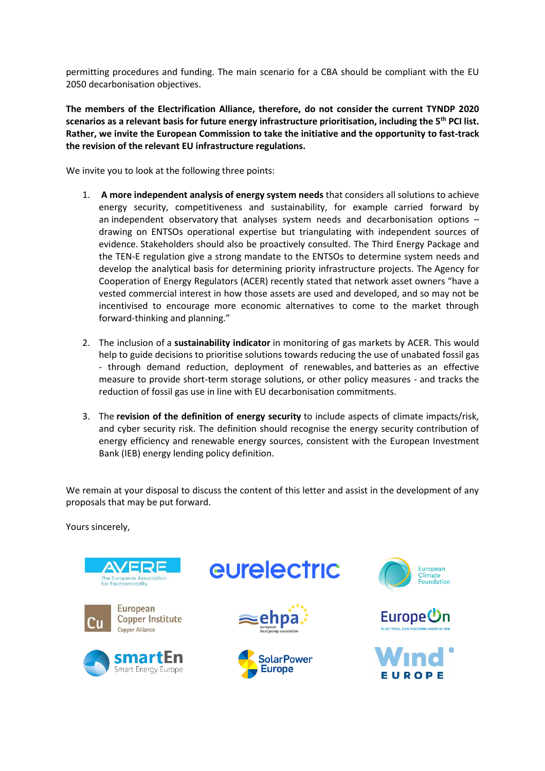permitting procedures and funding. The main scenario for a CBA should be compliant with the EU 2050 decarbonisation objectives.

**The members of the Electrification Alliance, therefore, do not consider the current TYNDP 2020 scenarios as a relevant basis for future energy infrastructure prioritisation, including the 5th PCI list. Rather, we invite the European Commission to take the initiative and the opportunity to fast-track the revision of the relevant EU infrastructure regulations.**

We invite you to look at the following three points:

1. **A more independent analysis of energy system needs** that considers all solutions to achieve energy security, competitiveness and sustainability, for example carried forward by an independent observatory that analyses system needs and decarbonisation options – drawing on ENTSOs operational expertise but triangulating with independent sources of evidence. Stakeholders should also be proactively consulted. The Third Energy Package and the TEN-E regulation give a strong mandate to the ENTSOs to determine system needs and develop the analytical basis for determining priority infrastructure projects. The Agency for Cooperation of Energy Regulators (ACER) recently stated that network asset owners "have a vested commercial interest in how those assets are used and developed, and so may not be incentivised to encourage more economic alternatives to come to the market through forward-thinking and planning."

2. The inclusion of a **sustainability indicator** in monitoring of gas markets by ACER. This would help to guide decisions to prioritise solutions towards reducing the use of unabated fossil gas - through demand reduction, deployment of renewables, and batteries as an effective measure to provide short-term storage solutions, or other policy measures - and tracks the reduction of fossil gas use in line with EU decarbonisation commitments.

3. The **revision of the definition of energy security** to include aspects of climate impacts/risk, and cyber security risk. The definition should recognise the energy security contribution of energy efficiency and renewable energy sources, consistent with the European Investment Bank (IEB) energy lending policy definition.

We remain at your disposal to discuss the content of this letter and assist in the development of any proposals that may be put forward.

Yours sincerely,

AVERE – The European Association for Electromobility

eurelectric

European Climate Foundation

European Copper Institute – Copper Alliance

ehpa – european heat pump association

EuropeOn – Electrical Contractors Association

smartEn – Smart Energy Europe

SolarPower Europe

Wind Europe